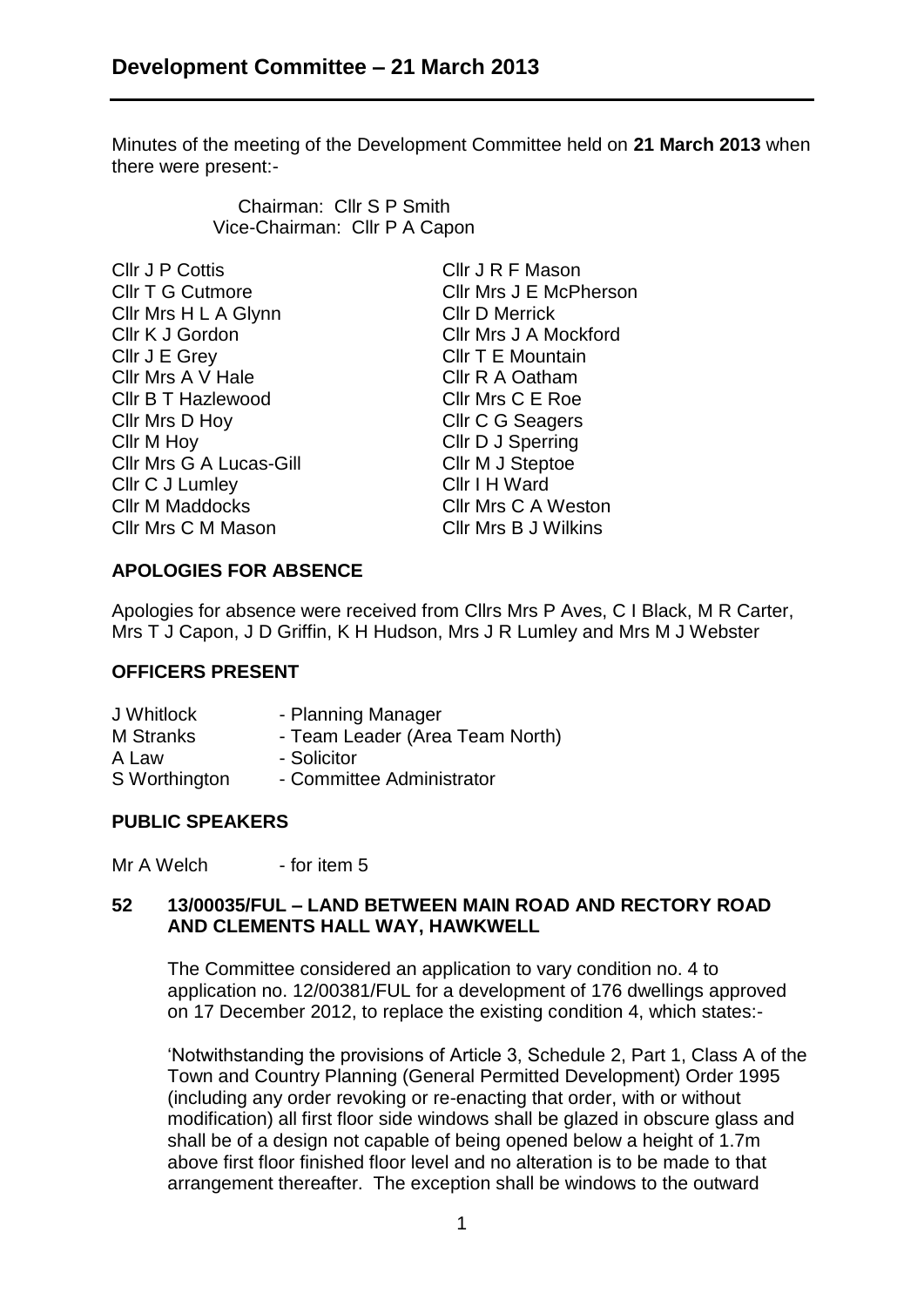# Development Committee – 21 March 2013

Minutes of the meeting of the Development Committee held on **21 March 2013** when there were present:-

Chairman: Cllr S P Smith
Vice-Chairman: Cllr P A Capon

| | |
|---|---|
| Cllr J P Cottis | Cllr J R F Mason |
| Cllr T G Cutmore | Cllr Mrs J E McPherson |
| Cllr Mrs H L A Glynn | Cllr D Merrick |
| Cllr K J Gordon | Cllr Mrs J A Mockford |
| Cllr J E Grey | Cllr T E Mountain |
| Cllr Mrs A V Hale | Cllr R A Oatham |
| Cllr B T Hazlewood | Cllr Mrs C E Roe |
| Cllr Mrs D Hoy | Cllr C G Seagers |
| Cllr M Hoy | Cllr D J Sperring |
| Cllr Mrs G A Lucas-Gill | Cllr M J Steptoe |
| Cllr C J Lumley | Cllr I H Ward |
| Cllr M Maddocks | Cllr Mrs C A Weston |
| Cllr Mrs C M Mason | Cllr Mrs B J Wilkins |

## APOLOGIES FOR ABSENCE

Apologies for absence were received from Cllrs Mrs P Aves, C I Black, M R Carter, Mrs T J Capon, J D Griffin, K H Hudson, Mrs J R Lumley and Mrs M J Webster

## OFFICERS PRESENT

| | |
|---|---|
| J Whitlock | - Planning Manager |
| M Stranks | - Team Leader (Area Team North) |
| A Law | - Solicitor |
| S Worthington | - Committee Administrator |

## PUBLIC SPEAKERS

Mr A Welch - for item 5

## 52 13/00035/FUL – LAND BETWEEN MAIN ROAD AND RECTORY ROAD AND CLEMENTS HALL WAY, HAWKWELL

The Committee considered an application to vary condition no. 4 to application no. 12/00381/FUL for a development of 176 dwellings approved on 17 December 2012, to replace the existing condition 4, which states:-

'Notwithstanding the provisions of Article 3, Schedule 2, Part 1, Class A of the Town and Country Planning (General Permitted Development) Order 1995 (including any order revoking or re-enacting that order, with or without modification) all first floor side windows shall be glazed in obscure glass and shall be of a design not capable of being opened below a height of 1.7m above first floor finished floor level and no alteration is to be made to that arrangement thereafter. The exception shall be windows to the outward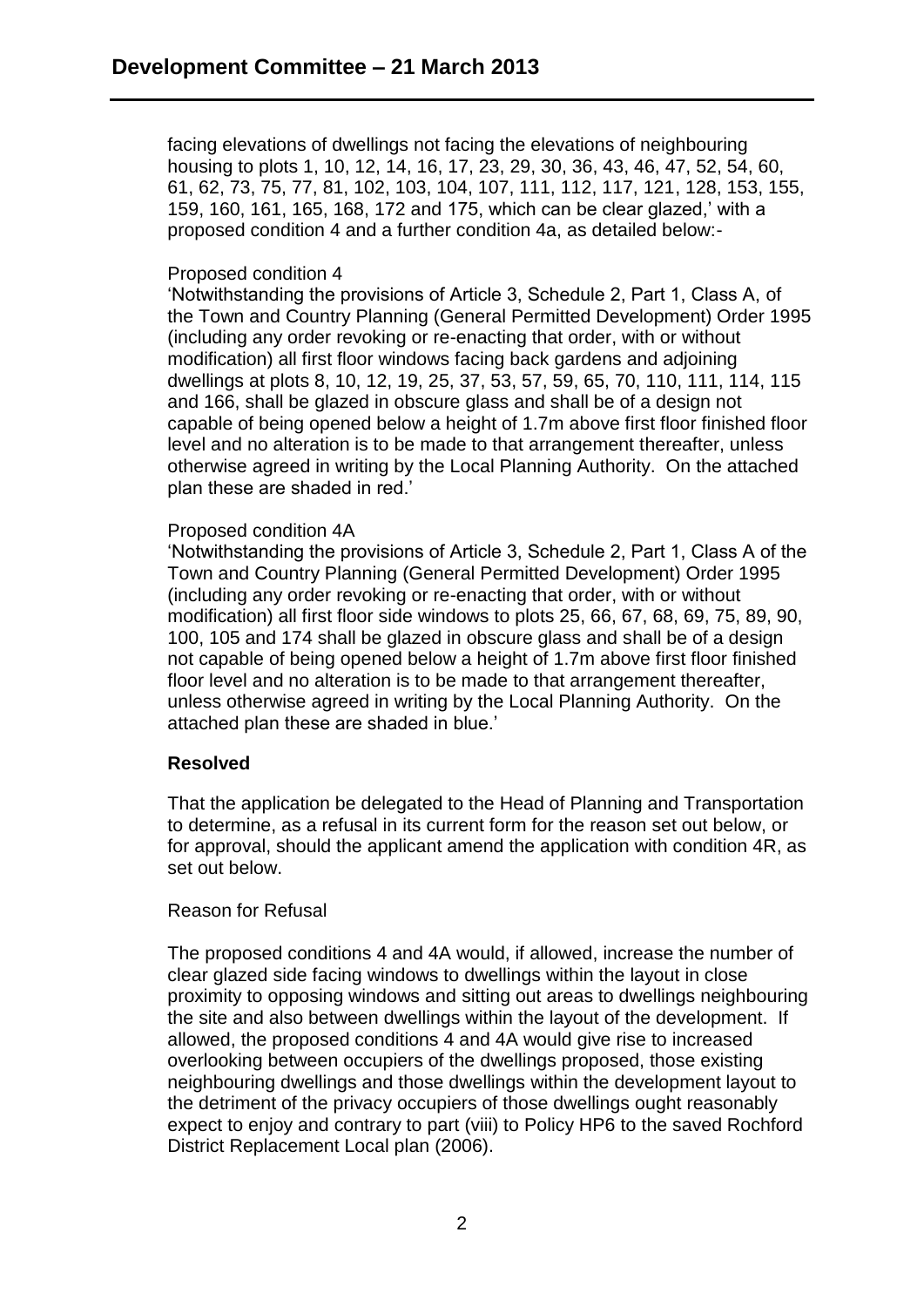facing elevations of dwellings not facing the elevations of neighbouring housing to plots 1, 10, 12, 14, 16, 17, 23, 29, 30, 36, 43, 46, 47, 52, 54, 60, 61, 62, 73, 75, 77, 81, 102, 103, 104, 107, 111, 112, 117, 121, 128, 153, 155, 159, 160, 161, 165, 168, 172 and 175, which can be clear glazed,' with a proposed condition 4 and a further condition 4a, as detailed below:-

Proposed condition 4

'Notwithstanding the provisions of Article 3, Schedule 2, Part 1, Class A, of the Town and Country Planning (General Permitted Development) Order 1995 (including any order revoking or re-enacting that order, with or without modification) all first floor windows facing back gardens and adjoining dwellings at plots 8, 10, 12, 19, 25, 37, 53, 57, 59, 65, 70, 110, 111, 114, 115 and 166, shall be glazed in obscure glass and shall be of a design not capable of being opened below a height of 1.7m above first floor finished floor level and no alteration is to be made to that arrangement thereafter, unless otherwise agreed in writing by the Local Planning Authority. On the attached plan these are shaded in red.'

Proposed condition 4A

'Notwithstanding the provisions of Article 3, Schedule 2, Part 1, Class A of the Town and Country Planning (General Permitted Development) Order 1995 (including any order revoking or re-enacting that order, with or without modification) all first floor side windows to plots 25, 66, 67, 68, 69, 75, 89, 90, 100, 105 and 174 shall be glazed in obscure glass and shall be of a design not capable of being opened below a height of 1.7m above first floor finished floor level and no alteration is to be made to that arrangement thereafter, unless otherwise agreed in writing by the Local Planning Authority. On the attached plan these are shaded in blue.'

**Resolved**

That the application be delegated to the Head of Planning and Transportation to determine, as a refusal in its current form for the reason set out below, or for approval, should the applicant amend the application with condition 4R, as set out below.

Reason for Refusal

The proposed conditions 4 and 4A would, if allowed, increase the number of clear glazed side facing windows to dwellings within the layout in close proximity to opposing windows and sitting out areas to dwellings neighbouring the site and also between dwellings within the layout of the development. If allowed, the proposed conditions 4 and 4A would give rise to increased overlooking between occupiers of the dwellings proposed, those existing neighbouring dwellings and those dwellings within the development layout to the detriment of the privacy occupiers of those dwellings ought reasonably expect to enjoy and contrary to part (viii) to Policy HP6 to the saved Rochford District Replacement Local plan (2006).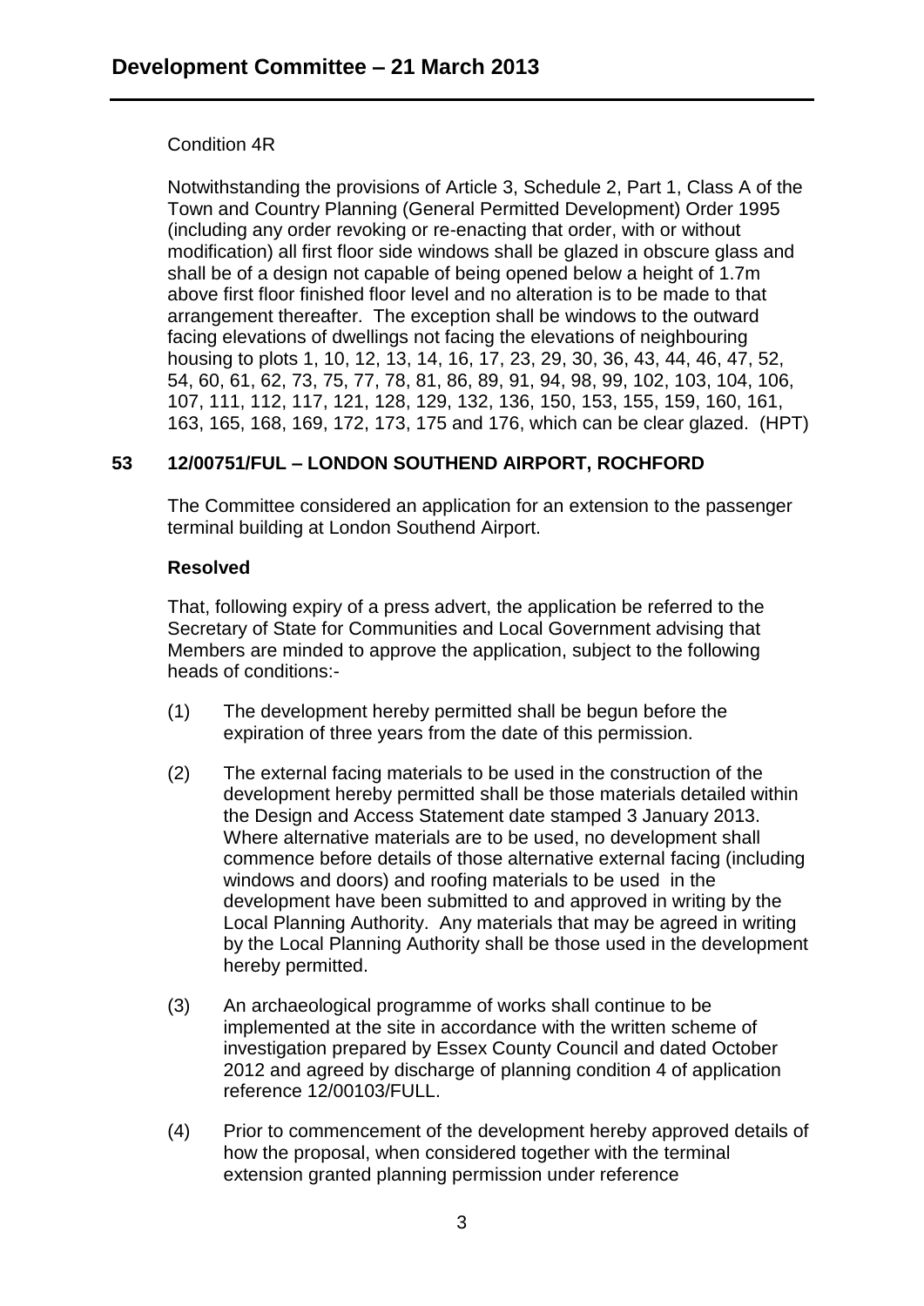Condition 4R

Notwithstanding the provisions of Article 3, Schedule 2, Part 1, Class A of the Town and Country Planning (General Permitted Development) Order 1995 (including any order revoking or re-enacting that order, with or without modification) all first floor side windows shall be glazed in obscure glass and shall be of a design not capable of being opened below a height of 1.7m above first floor finished floor level and no alteration is to be made to that arrangement thereafter. The exception shall be windows to the outward facing elevations of dwellings not facing the elevations of neighbouring housing to plots 1, 10, 12, 13, 14, 16, 17, 23, 29, 30, 36, 43, 44, 46, 47, 52, 54, 60, 61, 62, 73, 75, 77, 78, 81, 86, 89, 91, 94, 98, 99, 102, 103, 104, 106, 107, 111, 112, 117, 121, 128, 129, 132, 136, 150, 153, 155, 159, 160, 161, 163, 165, 168, 169, 172, 173, 175 and 176, which can be clear glazed. (HPT)

## 53 12/00751/FUL – LONDON SOUTHEND AIRPORT, ROCHFORD

The Committee considered an application for an extension to the passenger terminal building at London Southend Airport.

**Resolved**

That, following expiry of a press advert, the application be referred to the Secretary of State for Communities and Local Government advising that Members are minded to approve the application, subject to the following heads of conditions:-

(1) The development hereby permitted shall be begun before the expiration of three years from the date of this permission.

(2) The external facing materials to be used in the construction of the development hereby permitted shall be those materials detailed within the Design and Access Statement date stamped 3 January 2013. Where alternative materials are to be used, no development shall commence before details of those alternative external facing (including windows and doors) and roofing materials to be used in the development have been submitted to and approved in writing by the Local Planning Authority. Any materials that may be agreed in writing by the Local Planning Authority shall be those used in the development hereby permitted.

(3) An archaeological programme of works shall continue to be implemented at the site in accordance with the written scheme of investigation prepared by Essex County Council and dated October 2012 and agreed by discharge of planning condition 4 of application reference 12/00103/FULL.

(4) Prior to commencement of the development hereby approved details of how the proposal, when considered together with the terminal extension granted planning permission under reference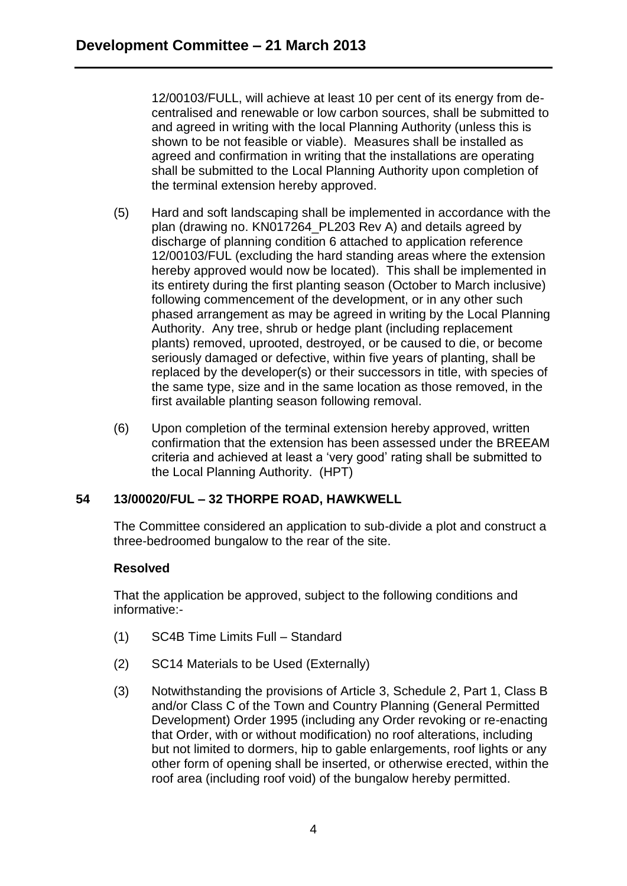12/00103/FULL, will achieve at least 10 per cent of its energy from de-centralised and renewable or low carbon sources, shall be submitted to and agreed in writing with the local Planning Authority (unless this is shown to be not feasible or viable). Measures shall be installed as agreed and confirmation in writing that the installations are operating shall be submitted to the Local Planning Authority upon completion of the terminal extension hereby approved.

(5) Hard and soft landscaping shall be implemented in accordance with the plan (drawing no. KN017264_PL203 Rev A) and details agreed by discharge of planning condition 6 attached to application reference 12/00103/FUL (excluding the hard standing areas where the extension hereby approved would now be located). This shall be implemented in its entirety during the first planting season (October to March inclusive) following commencement of the development, or in any other such phased arrangement as may be agreed in writing by the Local Planning Authority. Any tree, shrub or hedge plant (including replacement plants) removed, uprooted, destroyed, or be caused to die, or become seriously damaged or defective, within five years of planting, shall be replaced by the developer(s) or their successors in title, with species of the same type, size and in the same location as those removed, in the first available planting season following removal.

(6) Upon completion of the terminal extension hereby approved, written confirmation that the extension has been assessed under the BREEAM criteria and achieved at least a 'very good' rating shall be submitted to the Local Planning Authority. (HPT)

**54 13/00020/FUL – 32 THORPE ROAD, HAWKWELL**

The Committee considered an application to sub-divide a plot and construct a three-bedroomed bungalow to the rear of the site.

**Resolved**

That the application be approved, subject to the following conditions and informative:-

(1) SC4B Time Limits Full – Standard

(2) SC14 Materials to be Used (Externally)

(3) Notwithstanding the provisions of Article 3, Schedule 2, Part 1, Class B and/or Class C of the Town and Country Planning (General Permitted Development) Order 1995 (including any Order revoking or re-enacting that Order, with or without modification) no roof alterations, including but not limited to dormers, hip to gable enlargements, roof lights or any other form of opening shall be inserted, or otherwise erected, within the roof area (including roof void) of the bungalow hereby permitted.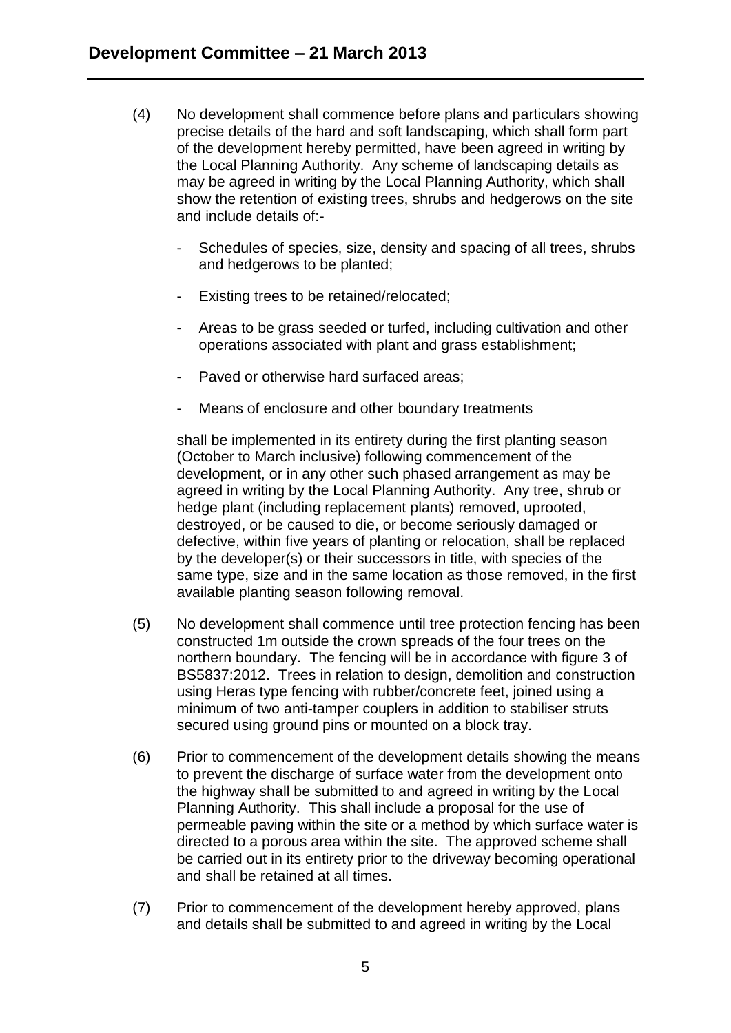(4) No development shall commence before plans and particulars showing precise details of the hard and soft landscaping, which shall form part of the development hereby permitted, have been agreed in writing by the Local Planning Authority. Any scheme of landscaping details as may be agreed in writing by the Local Planning Authority, which shall show the retention of existing trees, shrubs and hedgerows on the site and include details of:-

- Schedules of species, size, density and spacing of all trees, shrubs and hedgerows to be planted;
- Existing trees to be retained/relocated;
- Areas to be grass seeded or turfed, including cultivation and other operations associated with plant and grass establishment;
- Paved or otherwise hard surfaced areas;
- Means of enclosure and other boundary treatments

shall be implemented in its entirety during the first planting season (October to March inclusive) following commencement of the development, or in any other such phased arrangement as may be agreed in writing by the Local Planning Authority. Any tree, shrub or hedge plant (including replacement plants) removed, uprooted, destroyed, or be caused to die, or become seriously damaged or defective, within five years of planting or relocation, shall be replaced by the developer(s) or their successors in title, with species of the same type, size and in the same location as those removed, in the first available planting season following removal.

(5) No development shall commence until tree protection fencing has been constructed 1m outside the crown spreads of the four trees on the northern boundary. The fencing will be in accordance with figure 3 of BS5837:2012. Trees in relation to design, demolition and construction using Heras type fencing with rubber/concrete feet, joined using a minimum of two anti-tamper couplers in addition to stabiliser struts secured using ground pins or mounted on a block tray.

(6) Prior to commencement of the development details showing the means to prevent the discharge of surface water from the development onto the highway shall be submitted to and agreed in writing by the Local Planning Authority. This shall include a proposal for the use of permeable paving within the site or a method by which surface water is directed to a porous area within the site. The approved scheme shall be carried out in its entirety prior to the driveway becoming operational and shall be retained at all times.

(7) Prior to commencement of the development hereby approved, plans and details shall be submitted to and agreed in writing by the Local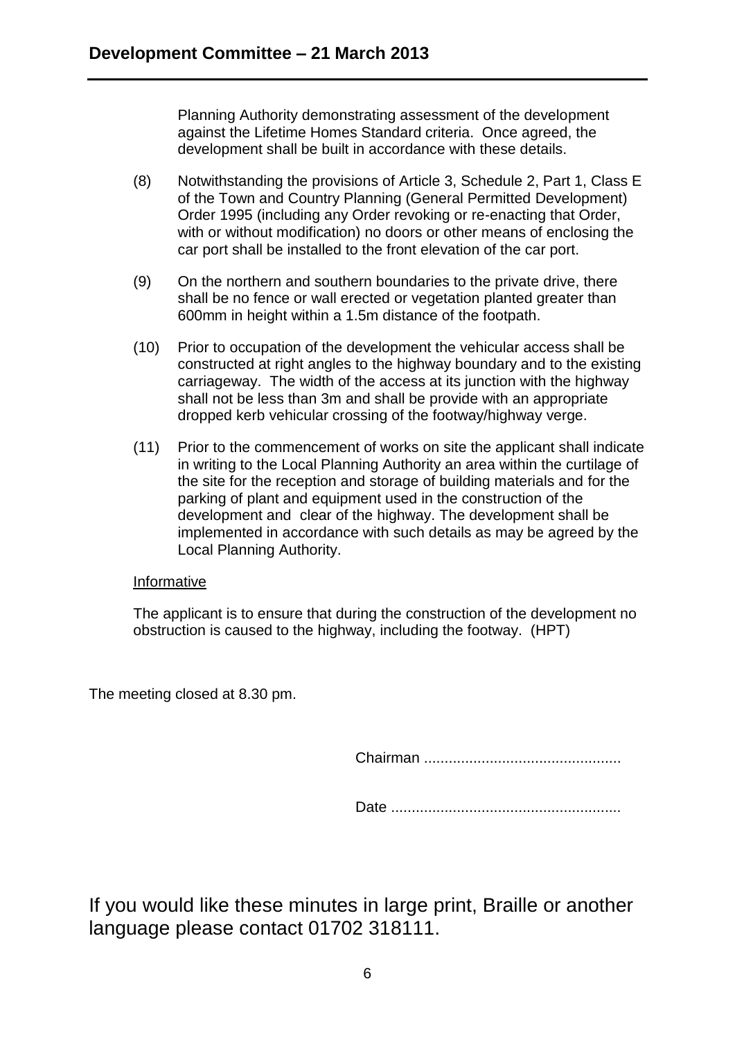Planning Authority demonstrating assessment of the development against the Lifetime Homes Standard criteria. Once agreed, the development shall be built in accordance with these details.

(8) Notwithstanding the provisions of Article 3, Schedule 2, Part 1, Class E of the Town and Country Planning (General Permitted Development) Order 1995 (including any Order revoking or re-enacting that Order, with or without modification) no doors or other means of enclosing the car port shall be installed to the front elevation of the car port.

(9) On the northern and southern boundaries to the private drive, there shall be no fence or wall erected or vegetation planted greater than 600mm in height within a 1.5m distance of the footpath.

(10) Prior to occupation of the development the vehicular access shall be constructed at right angles to the highway boundary and to the existing carriageway. The width of the access at its junction with the highway shall not be less than 3m and shall be provide with an appropriate dropped kerb vehicular crossing of the footway/highway verge.

(11) Prior to the commencement of works on site the applicant shall indicate in writing to the Local Planning Authority an area within the curtilage of the site for the reception and storage of building materials and for the parking of plant and equipment used in the construction of the development and clear of the highway. The development shall be implemented in accordance with such details as may be agreed by the Local Planning Authority.

Informative

The applicant is to ensure that during the construction of the development no obstruction is caused to the highway, including the footway. (HPT)

The meeting closed at 8.30 pm.

Chairman ...............................................

Date .......................................................

If you would like these minutes in large print, Braille or another language please contact 01702 318111.